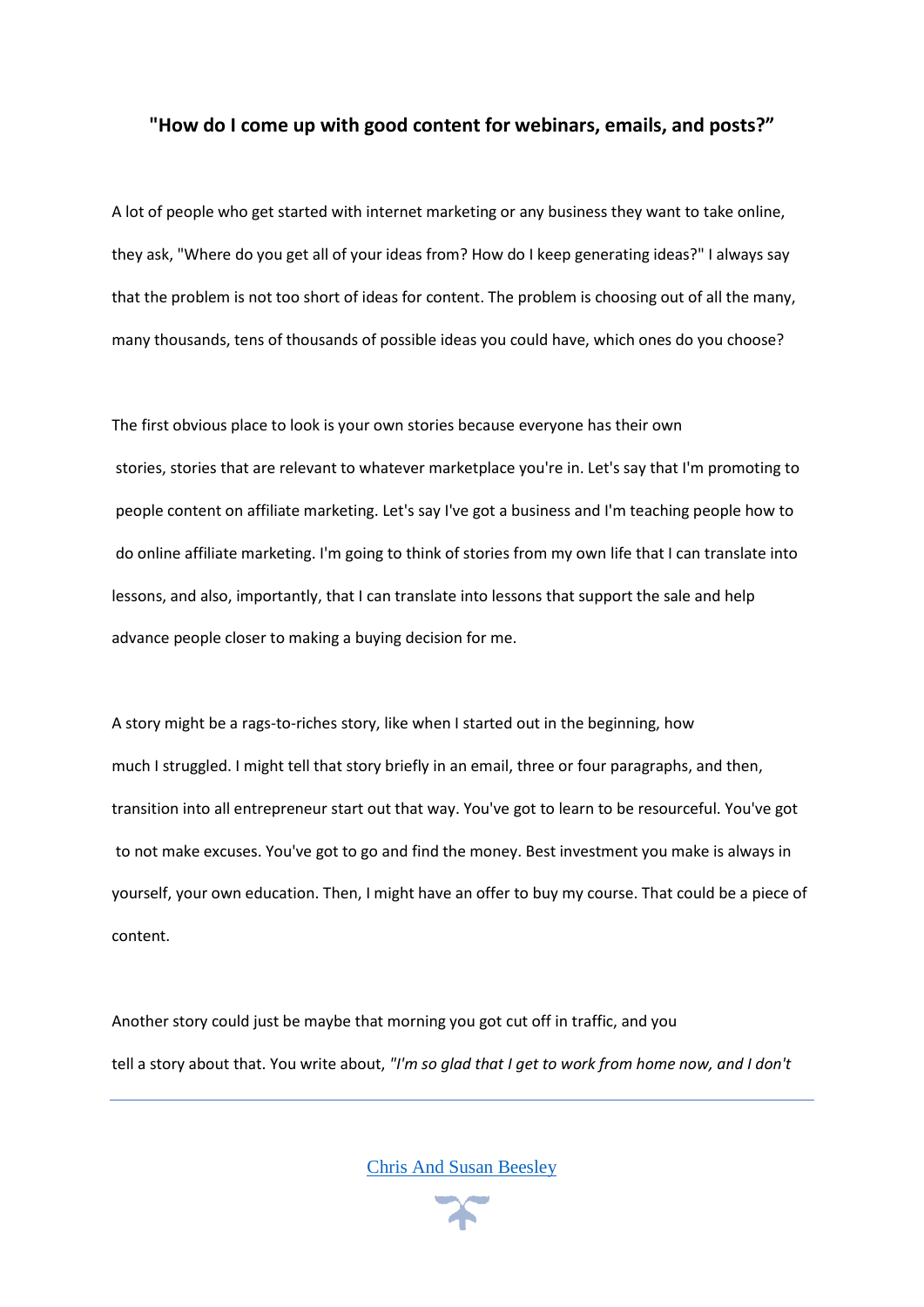## "How do I come up with good content for webinars, emails, and posts?"

A lot of people who get started with internet marketing or any business they want to take online, they ask, "Where do you get all of your ideas from? How do I keep generating ideas?" I always say that the problem is not too short of ideas for content. The problem is choosing out of all the many, many thousands, tens of thousands of possible ideas you could have, which ones do you choose?

The first obvious place to look is your own stories because everyone has their own stories, stories that are relevant to whatever marketplace you're in. Let's say that I'm promoting to people content on affiliate marketing. Let's say I've got a business and I'm teaching people how to do online affiliate marketing. I'm going to think of stories from my own life that I can translate into lessons, and also, importantly, that I can translate into lessons that support the sale and help advance people closer to making a buying decision for me.

A story might be a rags-to-riches story, like when I started out in the beginning, how much I struggled. I might tell that story briefly in an email, three or four paragraphs, and then, transition into all entrepreneur start out that way. You've got to learn to be resourceful. You've got to not make excuses. You've got to go and find the money. Best investment you make is always in yourself, your own education. Then, I might have an offer to buy my course. That could be a piece of content.

Another story could just be maybe that morning you got cut off in traffic, and you tell a story about that. You write about, *"I'm so glad that I get to work from home now, and I don't*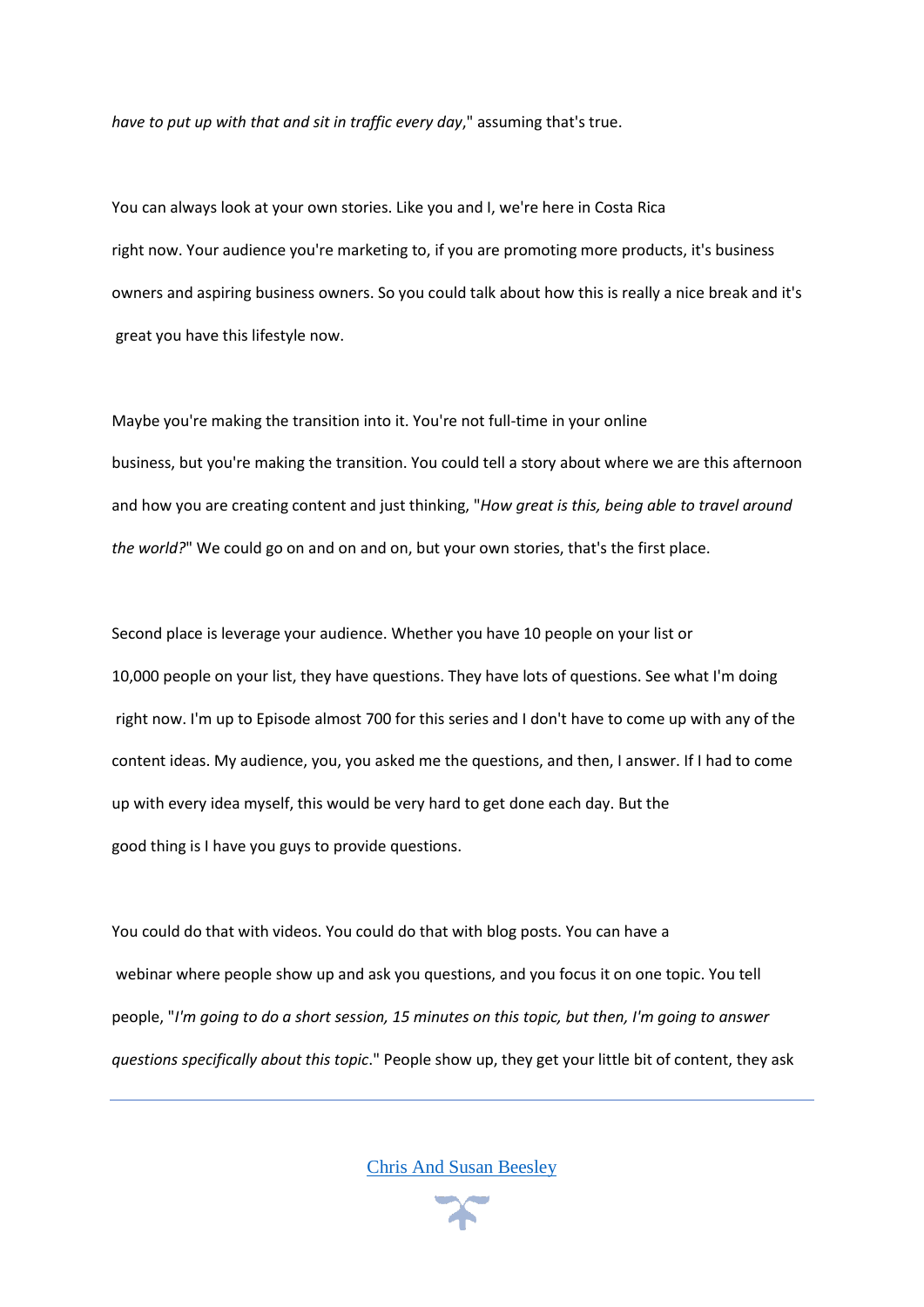*have to put up with that and sit in traffic every day*," assuming that's true.

You can always look at your own stories. Like you and I, we're here in Costa Rica right now. Your audience you're marketing to, if you are promoting more products, it's business owners and aspiring business owners. So you could talk about how this is really a nice break and it's great you have this lifestyle now.

Maybe you're making the transition into it. You're not full-time in your online business, but you're making the transition. You could tell a story about where we are this afternoon and how you are creating content and just thinking, "*How great is this, being able to travel around the world?*" We could go on and on and on, but your own stories, that's the first place.

Second place is leverage your audience. Whether you have 10 people on your list or 10,000 people on your list, they have questions. They have lots of questions. See what I'm doing right now. I'm up to Episode almost 700 for this series and I don't have to come up with any of the content ideas. My audience, you, you asked me the questions, and then, I answer. If I had to come up with every idea myself, this would be very hard to get done each day. But the good thing is I have you guys to provide questions.

You could do that with videos. You could do that with blog posts. You can have a webinar where people show up and ask you questions, and you focus it on one topic. You tell people, "*I'm going to do a short session, 15 minutes on this topic, but then, I'm going to answer questions specifically about this topic*." People show up, they get your little bit of content, they ask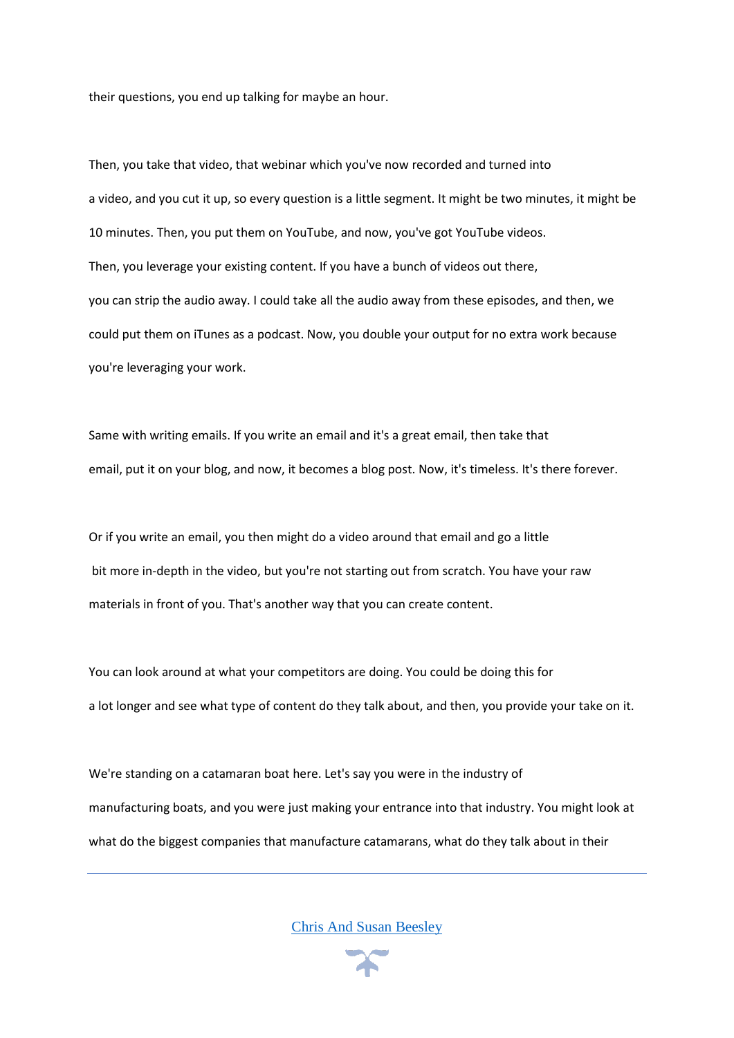their questions, you end up talking for maybe an hour.

Then, you take that video, that webinar which you've now recorded and turned into a video, and you cut it up, so every question is a little segment. It might be two minutes, it might be 10 minutes. Then, you put them on YouTube, and now, you've got YouTube videos. Then, you leverage your existing content. If you have a bunch of videos out there, you can strip the audio away. I could take all the audio away from these episodes, and then, we could put them on iTunes as a podcast. Now, you double your output for no extra work because you're leveraging your work.

Same with writing emails. If you write an email and it's a great email, then take that email, put it on your blog, and now, it becomes a blog post. Now, it's timeless. It's there forever.

Or if you write an email, you then might do a video around that email and go a little bit more in-depth in the video, but you're not starting out from scratch. You have your raw materials in front of you. That's another way that you can create content.

You can look around at what your competitors are doing. You could be doing this for a lot longer and see what type of content do they talk about, and then, you provide your take on it.

We're standing on a catamaran boat here. Let's say you were in the industry of manufacturing boats, and you were just making your entrance into that industry. You might look at what do the biggest companies that manufacture catamarans, what do they talk about in their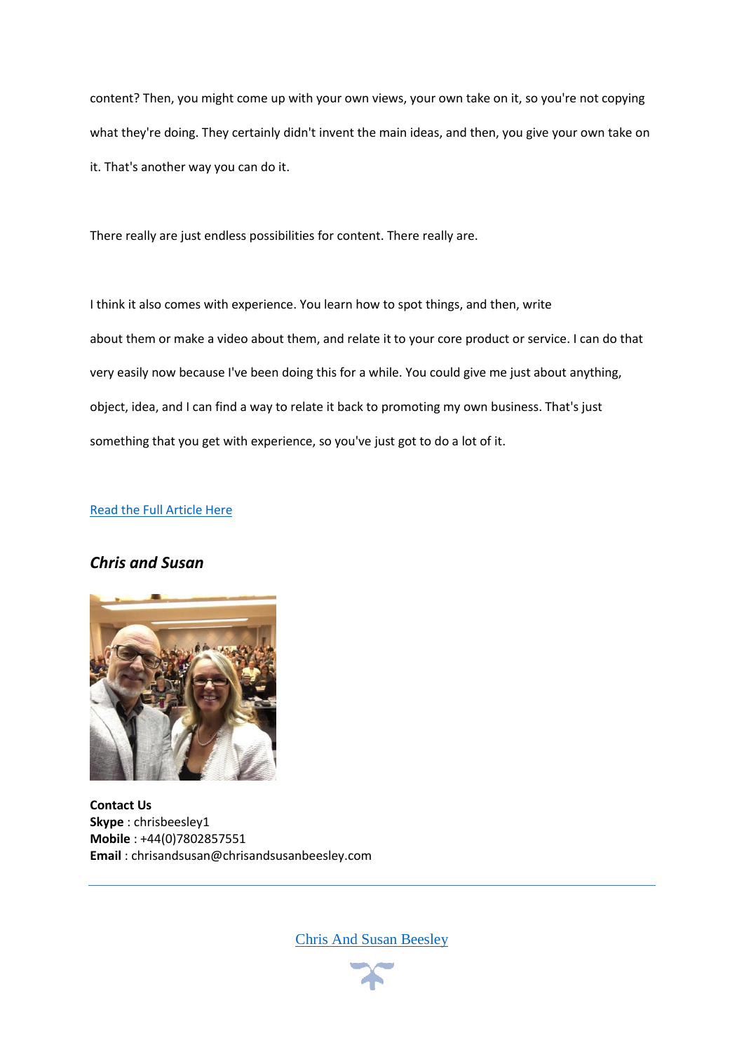content? Then, you might come up with your own views, your own take on it, so you're not copying what they're doing. They certainly didn't invent the main ideas, and then, you give your own take on it. That's another way you can do it.

There really are just endless possibilities for content. There really are.

I think it also comes with experience. You learn how to spot things, and then, write about them or make a video about them, and relate it to your core product or service. I can do that very easily now because I've been doing this for a while. You could give me just about anything, object, idea, and I can find a way to relate it back to promoting my own business. That's just something that you get with experience, so you've just got to do a lot of it.

Read the Full Article Here

### *Chris and Susan*

**Contact Us**
**Skype** : chrisbeesley1
**Mobile** : +44(0)7802857551
**Email** : chrisandsusan@chrisandsusanbeesley.com

---

Chris And Susan Beesley